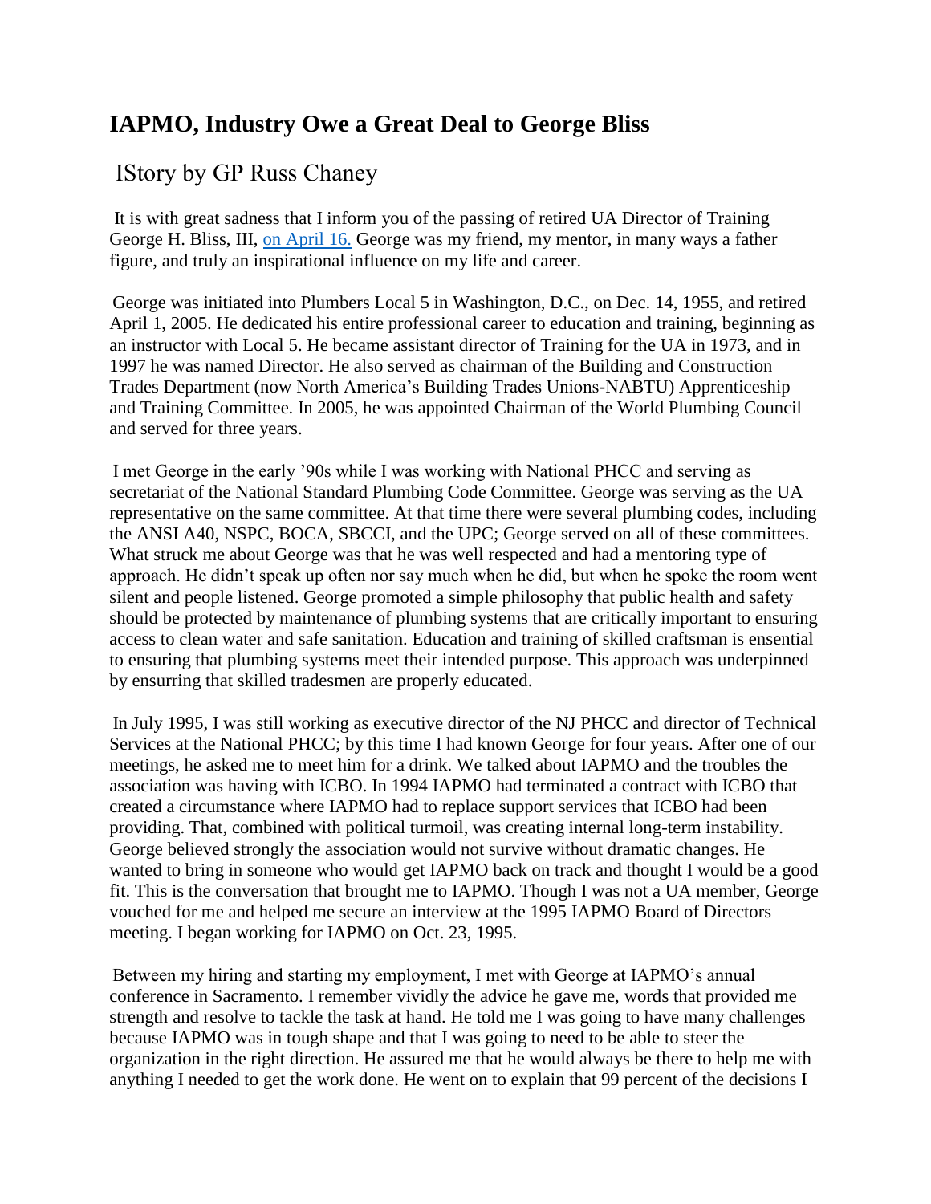# IAPMO, Industry Owe a Great Deal to George Bliss

## IStory by GP Russ Chaney

It is with great sadness that I inform you of the passing of retired UA Director of Training George H. Bliss, III, on April 16. George was my friend, my mentor, in many ways a father figure, and truly an inspirational influence on my life and career.

George was initiated into Plumbers Local 5 in Washington, D.C., on Dec. 14, 1955, and retired April 1, 2005. He dedicated his entire professional career to education and training, beginning as an instructor with Local 5. He became assistant director of Training for the UA in 1973, and in 1997 he was named Director. He also served as chairman of the Building and Construction Trades Department (now North America's Building Trades Unions-NABTU) Apprenticeship and Training Committee. In 2005, he was appointed Chairman of the World Plumbing Council and served for three years.

I met George in the early '90s while I was working with National PHCC and serving as secretariat of the National Standard Plumbing Code Committee. George was serving as the UA representative on the same committee. At that time there were several plumbing codes, including the ANSI A40, NSPC, BOCA, SBCCI, and the UPC; George served on all of these committees. What struck me about George was that he was well respected and had a mentoring type of approach. He didn't speak up often nor say much when he did, but when he spoke the room went silent and people listened. George promoted a simple philosophy that public health and safety should be protected by maintenance of plumbing systems that are critically important to ensuring access to clean water and safe sanitation. Education and training of skilled craftsman is ensential to ensuring that plumbing systems meet their intended purpose. This approach was underpinned by ensurring that skilled tradesmen are properly educated.

In July 1995, I was still working as executive director of the NJ PHCC and director of Technical Services at the National PHCC; by this time I had known George for four years. After one of our meetings, he asked me to meet him for a drink. We talked about IAPMO and the troubles the association was having with ICBO. In 1994 IAPMO had terminated a contract with ICBO that created a circumstance where IAPMO had to replace support services that ICBO had been providing. That, combined with political turmoil, was creating internal long-term instability. George believed strongly the association would not survive without dramatic changes. He wanted to bring in someone who would get IAPMO back on track and thought I would be a good fit. This is the conversation that brought me to IAPMO. Though I was not a UA member, George vouched for me and helped me secure an interview at the 1995 IAPMO Board of Directors meeting. I began working for IAPMO on Oct. 23, 1995.

Between my hiring and starting my employment, I met with George at IAPMO's annual conference in Sacramento. I remember vividly the advice he gave me, words that provided me strength and resolve to tackle the task at hand. He told me I was going to have many challenges because IAPMO was in tough shape and that I was going to need to be able to steer the organization in the right direction. He assured me that he would always be there to help me with anything I needed to get the work done. He went on to explain that 99 percent of the decisions I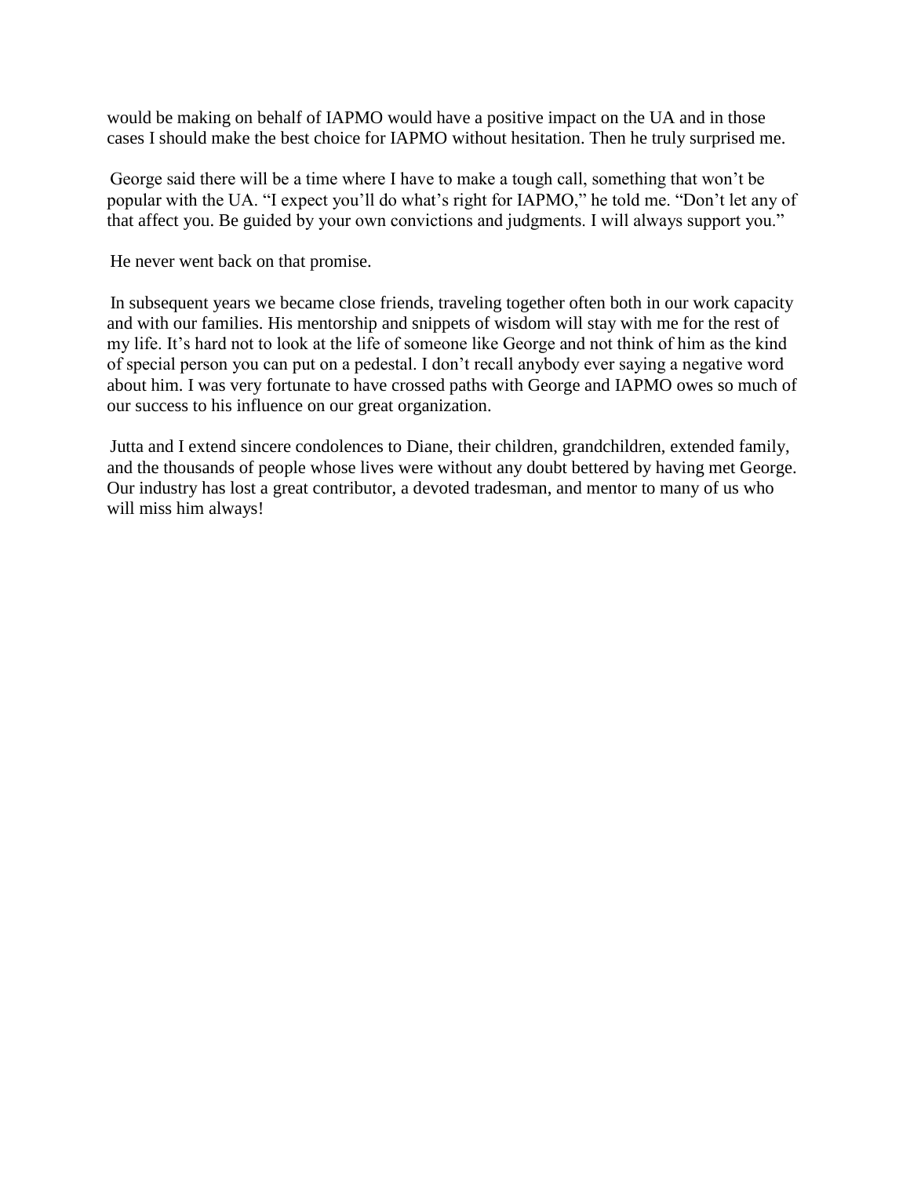would be making on behalf of IAPMO would have a positive impact on the UA and in those cases I should make the best choice for IAPMO without hesitation. Then he truly surprised me.

George said there will be a time where I have to make a tough call, something that won't be popular with the UA. "I expect you'll do what's right for IAPMO," he told me. "Don't let any of that affect you. Be guided by your own convictions and judgments. I will always support you."

He never went back on that promise.

In subsequent years we became close friends, traveling together often both in our work capacity and with our families. His mentorship and snippets of wisdom will stay with me for the rest of my life. It's hard not to look at the life of someone like George and not think of him as the kind of special person you can put on a pedestal. I don't recall anybody ever saying a negative word about him. I was very fortunate to have crossed paths with George and IAPMO owes so much of our success to his influence on our great organization.

Jutta and I extend sincere condolences to Diane, their children, grandchildren, extended family, and the thousands of people whose lives were without any doubt bettered by having met George. Our industry has lost a great contributor, a devoted tradesman, and mentor to many of us who will miss him always!